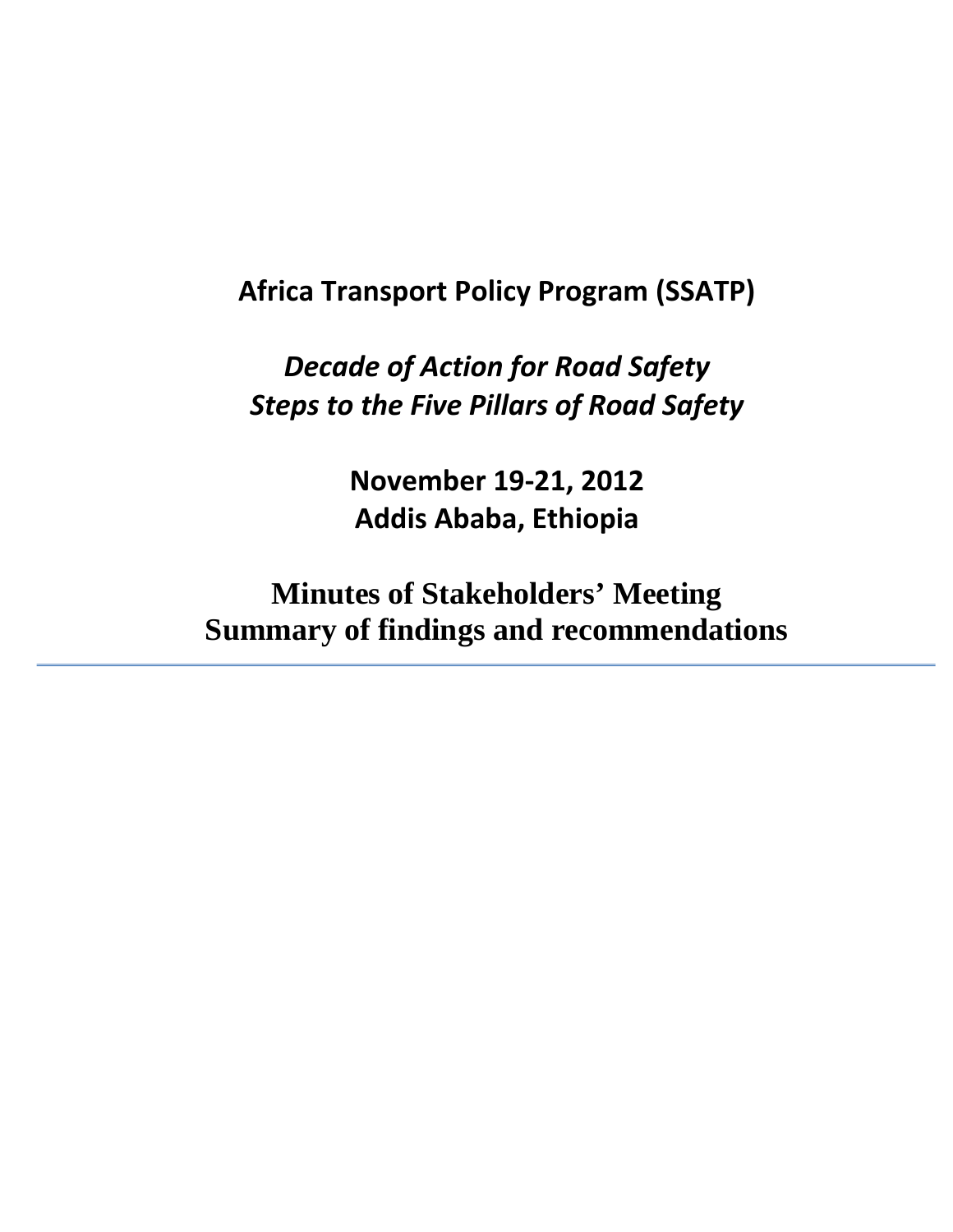# Africa Transport Policy Program (SSATP)

## *Decade of Action for Road Safety*
## *Steps to the Five Pillars of Road Safety*

**November 19-21, 2012**
**Addis Ababa, Ethiopia**

# Minutes of Stakeholders' Meeting
# Summary of findings and recommendations

---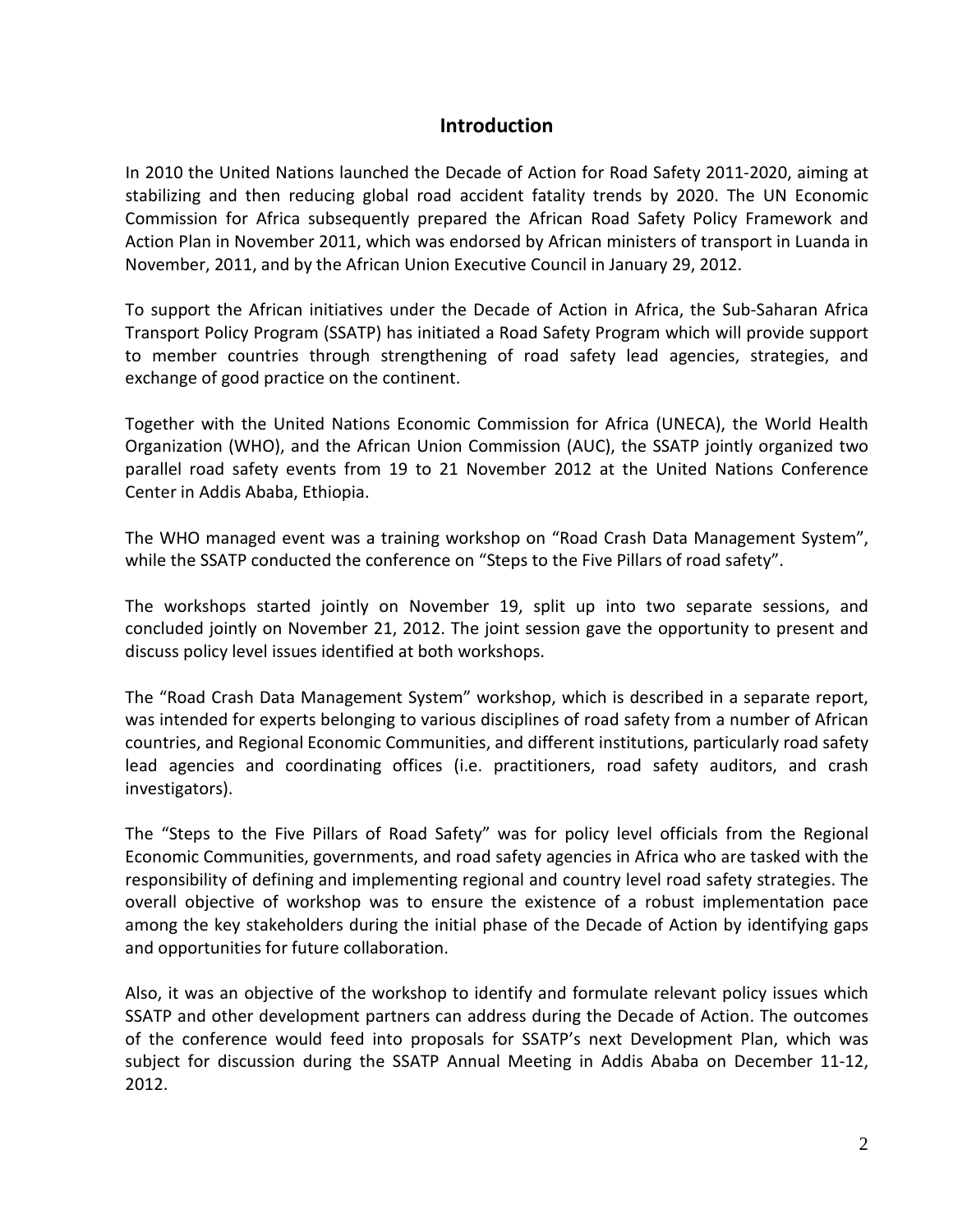## Introduction

In 2010 the United Nations launched the Decade of Action for Road Safety 2011-2020, aiming at stabilizing and then reducing global road accident fatality trends by 2020. The UN Economic Commission for Africa subsequently prepared the African Road Safety Policy Framework and Action Plan in November 2011, which was endorsed by African ministers of transport in Luanda in November, 2011, and by the African Union Executive Council in January 29, 2012.

To support the African initiatives under the Decade of Action in Africa, the Sub-Saharan Africa Transport Policy Program (SSATP) has initiated a Road Safety Program which will provide support to member countries through strengthening of road safety lead agencies, strategies, and exchange of good practice on the continent.

Together with the United Nations Economic Commission for Africa (UNECA), the World Health Organization (WHO), and the African Union Commission (AUC), the SSATP jointly organized two parallel road safety events from 19 to 21 November 2012 at the United Nations Conference Center in Addis Ababa, Ethiopia.

The WHO managed event was a training workshop on "Road Crash Data Management System", while the SSATP conducted the conference on "Steps to the Five Pillars of road safety".

The workshops started jointly on November 19, split up into two separate sessions, and concluded jointly on November 21, 2012. The joint session gave the opportunity to present and discuss policy level issues identified at both workshops.

The "Road Crash Data Management System" workshop, which is described in a separate report, was intended for experts belonging to various disciplines of road safety from a number of African countries, and Regional Economic Communities, and different institutions, particularly road safety lead agencies and coordinating offices (i.e. practitioners, road safety auditors, and crash investigators).

The "Steps to the Five Pillars of Road Safety" was for policy level officials from the Regional Economic Communities, governments, and road safety agencies in Africa who are tasked with the responsibility of defining and implementing regional and country level road safety strategies. The overall objective of workshop was to ensure the existence of a robust implementation pace among the key stakeholders during the initial phase of the Decade of Action by identifying gaps and opportunities for future collaboration.

Also, it was an objective of the workshop to identify and formulate relevant policy issues which SSATP and other development partners can address during the Decade of Action. The outcomes of the conference would feed into proposals for SSATP's next Development Plan, which was subject for discussion during the SSATP Annual Meeting in Addis Ababa on December 11-12, 2012.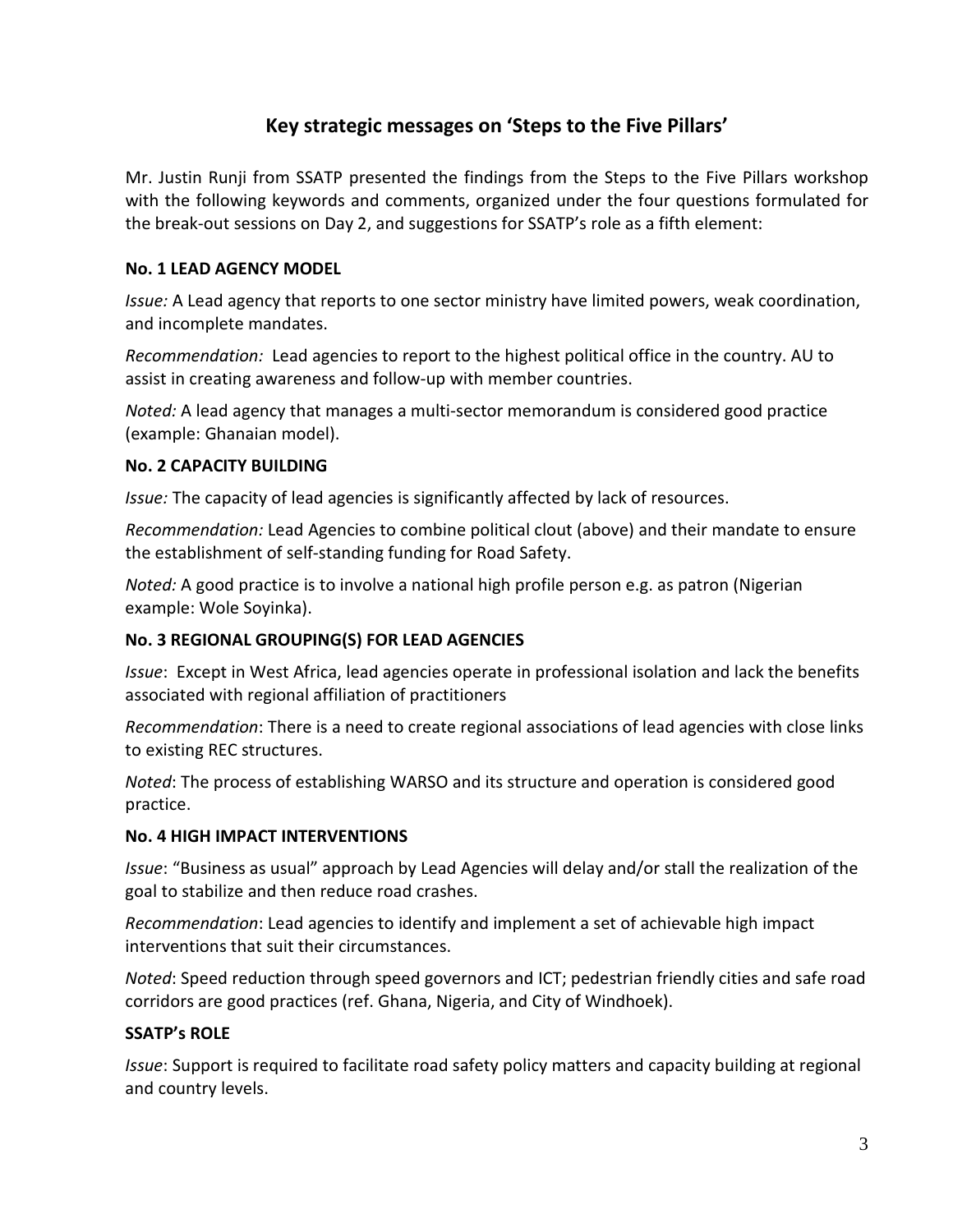## Key strategic messages on 'Steps to the Five Pillars'

Mr. Justin Runji from SSATP presented the findings from the Steps to the Five Pillars workshop with the following keywords and comments, organized under the four questions formulated for the break-out sessions on Day 2, and suggestions for SSATP's role as a fifth element:

### No. 1 LEAD AGENCY MODEL

*Issue:* A Lead agency that reports to one sector ministry have limited powers, weak coordination, and incomplete mandates.

*Recommendation:* Lead agencies to report to the highest political office in the country. AU to assist in creating awareness and follow-up with member countries.

*Noted:* A lead agency that manages a multi-sector memorandum is considered good practice (example: Ghanaian model).

### No. 2 CAPACITY BUILDING

*Issue:* The capacity of lead agencies is significantly affected by lack of resources.

*Recommendation:* Lead Agencies to combine political clout (above) and their mandate to ensure the establishment of self-standing funding for Road Safety.

*Noted:* A good practice is to involve a national high profile person e.g. as patron (Nigerian example: Wole Soyinka).

### No. 3 REGIONAL GROUPING(S) FOR LEAD AGENCIES

*Issue*: Except in West Africa, lead agencies operate in professional isolation and lack the benefits associated with regional affiliation of practitioners

*Recommendation*: There is a need to create regional associations of lead agencies with close links to existing REC structures.

*Noted*: The process of establishing WARSO and its structure and operation is considered good practice.

### No. 4 HIGH IMPACT INTERVENTIONS

*Issue*: "Business as usual" approach by Lead Agencies will delay and/or stall the realization of the goal to stabilize and then reduce road crashes.

*Recommendation*: Lead agencies to identify and implement a set of achievable high impact interventions that suit their circumstances.

*Noted*: Speed reduction through speed governors and ICT; pedestrian friendly cities and safe road corridors are good practices (ref. Ghana, Nigeria, and City of Windhoek).

### SSATP's ROLE

*Issue*: Support is required to facilitate road safety policy matters and capacity building at regional and country levels.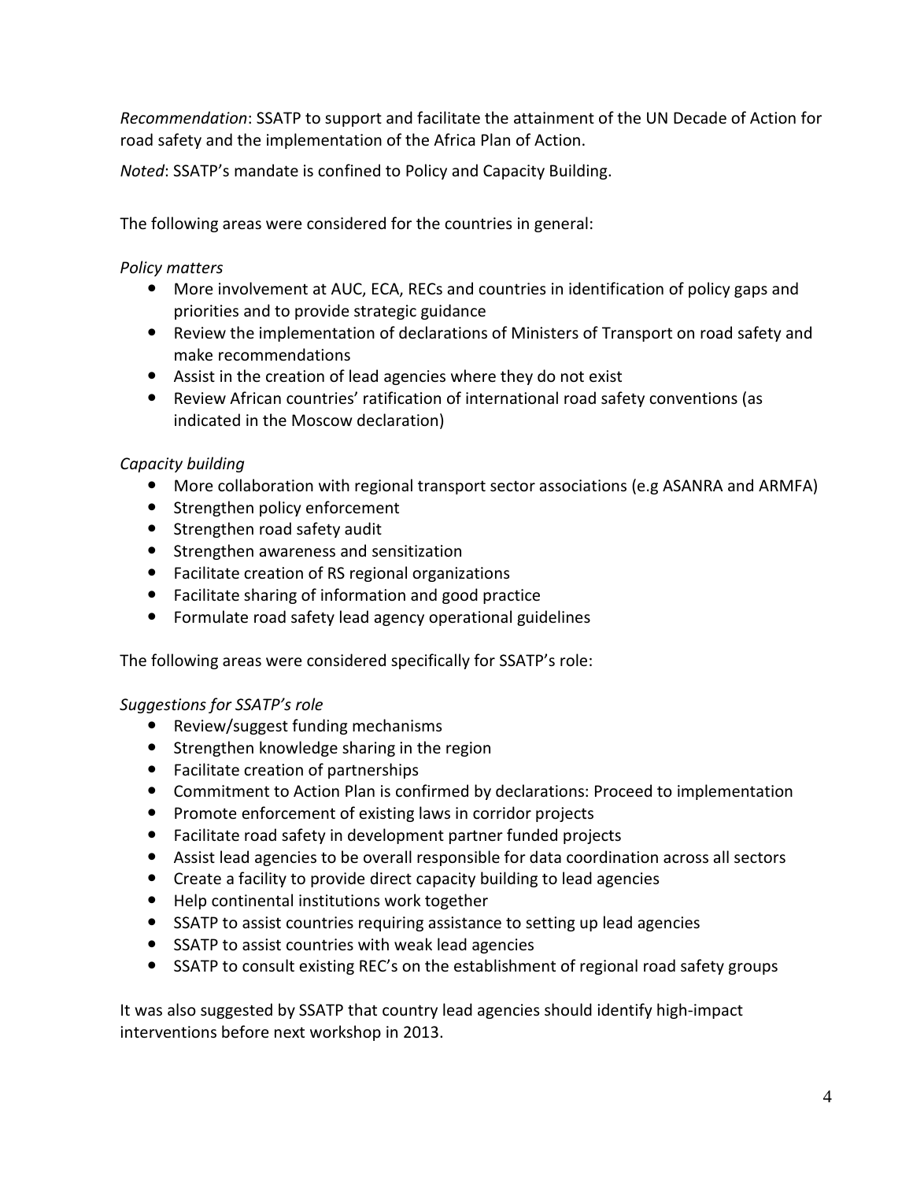*Recommendation*: SSATP to support and facilitate the attainment of the UN Decade of Action for road safety and the implementation of the Africa Plan of Action.

*Noted*: SSATP's mandate is confined to Policy and Capacity Building.

The following areas were considered for the countries in general:

*Policy matters*

- More involvement at AUC, ECA, RECs and countries in identification of policy gaps and priorities and to provide strategic guidance
- Review the implementation of declarations of Ministers of Transport on road safety and make recommendations
- Assist in the creation of lead agencies where they do not exist
- Review African countries' ratification of international road safety conventions (as indicated in the Moscow declaration)

*Capacity building*

- More collaboration with regional transport sector associations (e.g ASANRA and ARMFA)
- Strengthen policy enforcement
- Strengthen road safety audit
- Strengthen awareness and sensitization
- Facilitate creation of RS regional organizations
- Facilitate sharing of information and good practice
- Formulate road safety lead agency operational guidelines

The following areas were considered specifically for SSATP's role:

*Suggestions for SSATP's role*

- Review/suggest funding mechanisms
- Strengthen knowledge sharing in the region
- Facilitate creation of partnerships
- Commitment to Action Plan is confirmed by declarations: Proceed to implementation
- Promote enforcement of existing laws in corridor projects
- Facilitate road safety in development partner funded projects
- Assist lead agencies to be overall responsible for data coordination across all sectors
- Create a facility to provide direct capacity building to lead agencies
- Help continental institutions work together
- SSATP to assist countries requiring assistance to setting up lead agencies
- SSATP to assist countries with weak lead agencies
- SSATP to consult existing REC's on the establishment of regional road safety groups

It was also suggested by SSATP that country lead agencies should identify high-impact interventions before next workshop in 2013.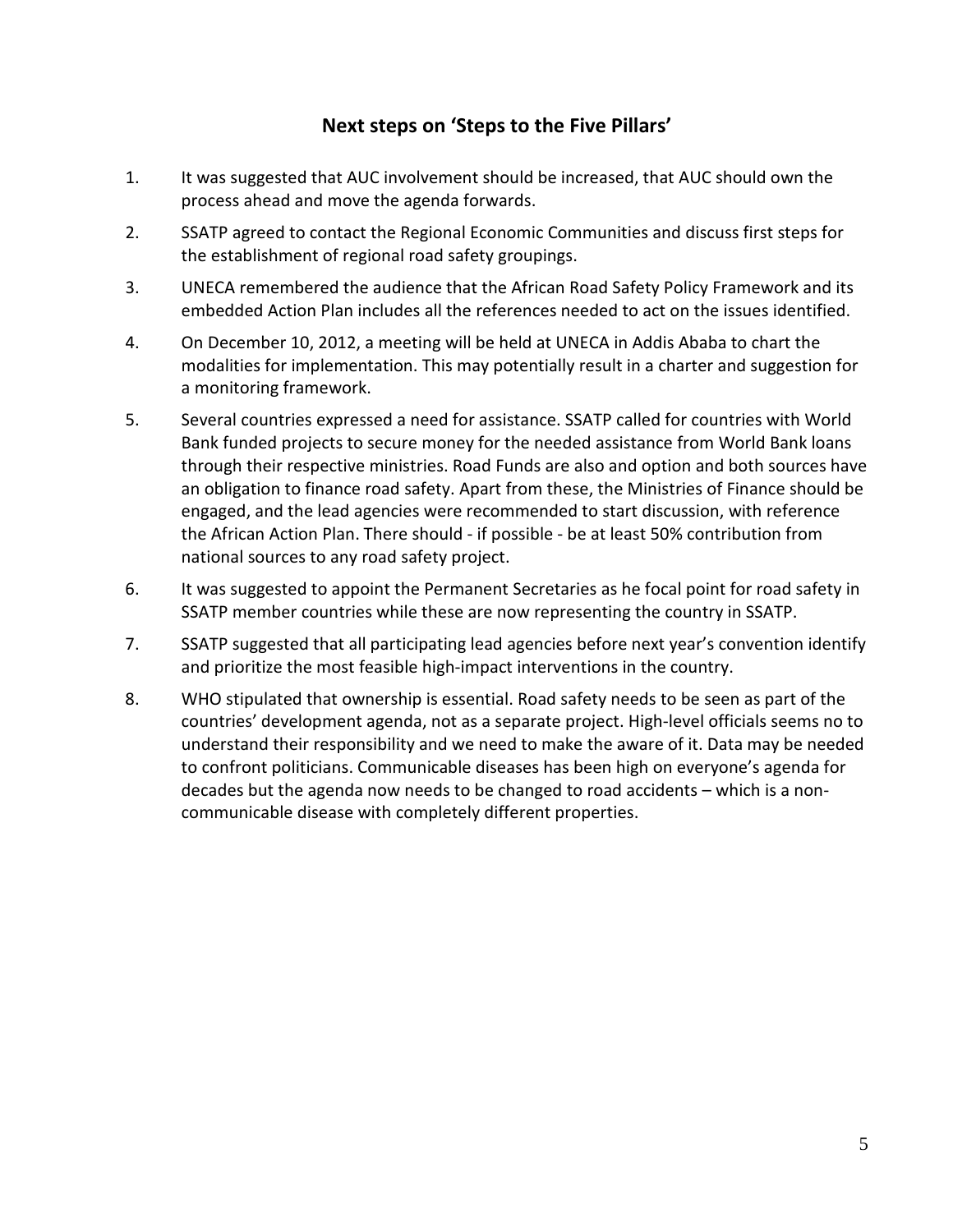## Next steps on 'Steps to the Five Pillars'

1. It was suggested that AUC involvement should be increased, that AUC should own the process ahead and move the agenda forwards.
2. SSATP agreed to contact the Regional Economic Communities and discuss first steps for the establishment of regional road safety groupings.
3. UNECA remembered the audience that the African Road Safety Policy Framework and its embedded Action Plan includes all the references needed to act on the issues identified.
4. On December 10, 2012, a meeting will be held at UNECA in Addis Ababa to chart the modalities for implementation. This may potentially result in a charter and suggestion for a monitoring framework.
5. Several countries expressed a need for assistance. SSATP called for countries with World Bank funded projects to secure money for the needed assistance from World Bank loans through their respective ministries. Road Funds are also and option and both sources have an obligation to finance road safety. Apart from these, the Ministries of Finance should be engaged, and the lead agencies were recommended to start discussion, with reference the African Action Plan. There should - if possible - be at least 50% contribution from national sources to any road safety project.
6. It was suggested to appoint the Permanent Secretaries as he focal point for road safety in SSATP member countries while these are now representing the country in SSATP.
7. SSATP suggested that all participating lead agencies before next year's convention identify and prioritize the most feasible high-impact interventions in the country.
8. WHO stipulated that ownership is essential. Road safety needs to be seen as part of the countries' development agenda, not as a separate project. High-level officials seems no to understand their responsibility and we need to make the aware of it. Data may be needed to confront politicians. Communicable diseases has been high on everyone's agenda for decades but the agenda now needs to be changed to road accidents – which is a non-communicable disease with completely different properties.